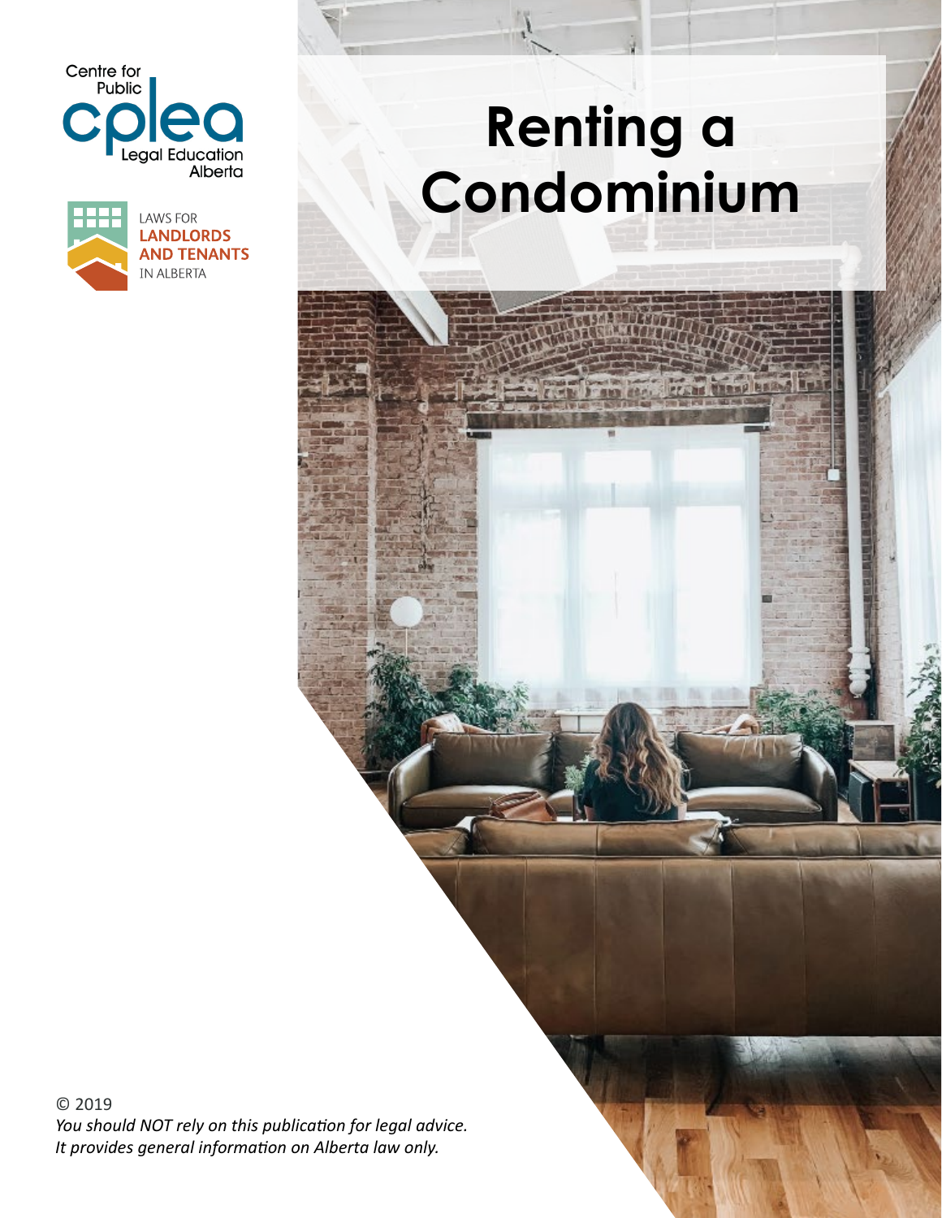Centre for Public Legal Education Alberta

LAWS FOR LANDLORDS AND TENANTS IN ALBERTA

# Renting a Condominium

© 2019

*You should NOT rely on this publication for legal advice.*
*It provides general information on Alberta law only.*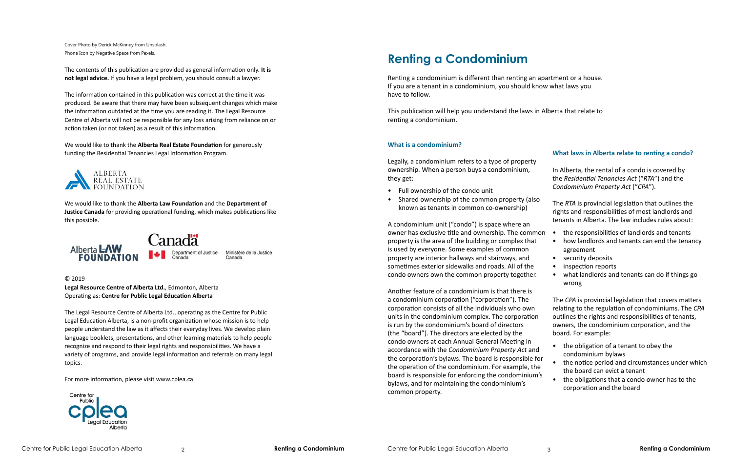Cover Photo by Derick McKinney from Unsplash.
Phone Icon by Negative Space from Pexels.

The contents of this publication are provided as general information only. **It is not legal advice.** If you have a legal problem, you should consult a lawyer.

The information contained in this publication was correct at the time it was produced. Be aware that there may have been subsequent changes which make the information outdated at the time you are reading it. The Legal Resource Centre of Alberta will not be responsible for any loss arising from reliance on or action taken (or not taken) as a result of this information.

We would like to thank the **Alberta Real Estate Foundation** for generously funding the Residential Tenancies Legal Information Program.

ALBERTA REAL ESTATE FOUNDATION

We would like to thank the **Alberta Law Foundation** and the **Department of Justice Canada** for providing operational funding, which makes publications like this possible.

Alberta LAW FOUNDATION

Canada — Department of Justice Canada / Ministère de la Justice Canada

© 2019
**Legal Resource Centre of Alberta Ltd.**, Edmonton, Alberta
Operating as: **Centre for Public Legal Education Alberta**

The Legal Resource Centre of Alberta Ltd., operating as the Centre for Public Legal Education Alberta, is a non-profit organization whose mission is to help people understand the law as it affects their everyday lives. We develop plain language booklets, presentations, and other learning materials to help people recognize and respond to their legal rights and responsibilities. We have a variety of programs, and provide legal information and referrals on many legal topics.

For more information, please visit www.cplea.ca.

Centre for Public cplea Legal Education Alberta

# Renting a Condominium

Renting a condominium is different than renting an apartment or a house. If you are a tenant in a condominium, you should know what laws you have to follow.

This publication will help you understand the laws in Alberta that relate to renting a condominium.

### What is a condominium?

Legally, a condominium refers to a type of property ownership. When a person buys a condominium, they get:

- Full ownership of the condo unit
- Shared ownership of the common property (also known as tenants in common co-ownership)

A condominium unit ("condo") is space where an owner has exclusive title and ownership. The common property is the area of the building or complex that is used by everyone. Some examples of common property are interior hallways and stairways, and sometimes exterior sidewalks and roads. All of the condo owners own the common property together.

Another feature of a condominium is that there is a condominium corporation ("corporation"). The corporation consists of all the individuals who own units in the condominium complex. The corporation is run by the condominium's board of directors (the "board"). The directors are elected by the condo owners at each Annual General Meeting in accordance with the *Condominium Property Act* and the corporation's bylaws. The board is responsible for the operation of the condominium. For example, the board is responsible for enforcing the condominium's bylaws, and for maintaining the condominium's common property.

### What laws in Alberta relate to renting a condo?

In Alberta, the rental of a condo is covered by the *Residential Tenancies Act* ("*RTA*") and the *Condominium Property Act* ("*CPA*").

The *RTA* is provincial legislation that outlines the rights and responsibilities of most landlords and tenants in Alberta. The law includes rules about:

- the responsibilities of landlords and tenants
- how landlords and tenants can end the tenancy agreement
- security deposits
- inspection reports
- what landlords and tenants can do if things go wrong

The *CPA* is provincial legislation that covers matters relating to the regulation of condominiums. The *CPA* outlines the rights and responsibilities of tenants, owners, the condominium corporation, and the board. For example:

- the obligation of a tenant to obey the condominium bylaws
- the notice period and circumstances under which the board can evict a tenant
- the obligations that a condo owner has to the corporation and the board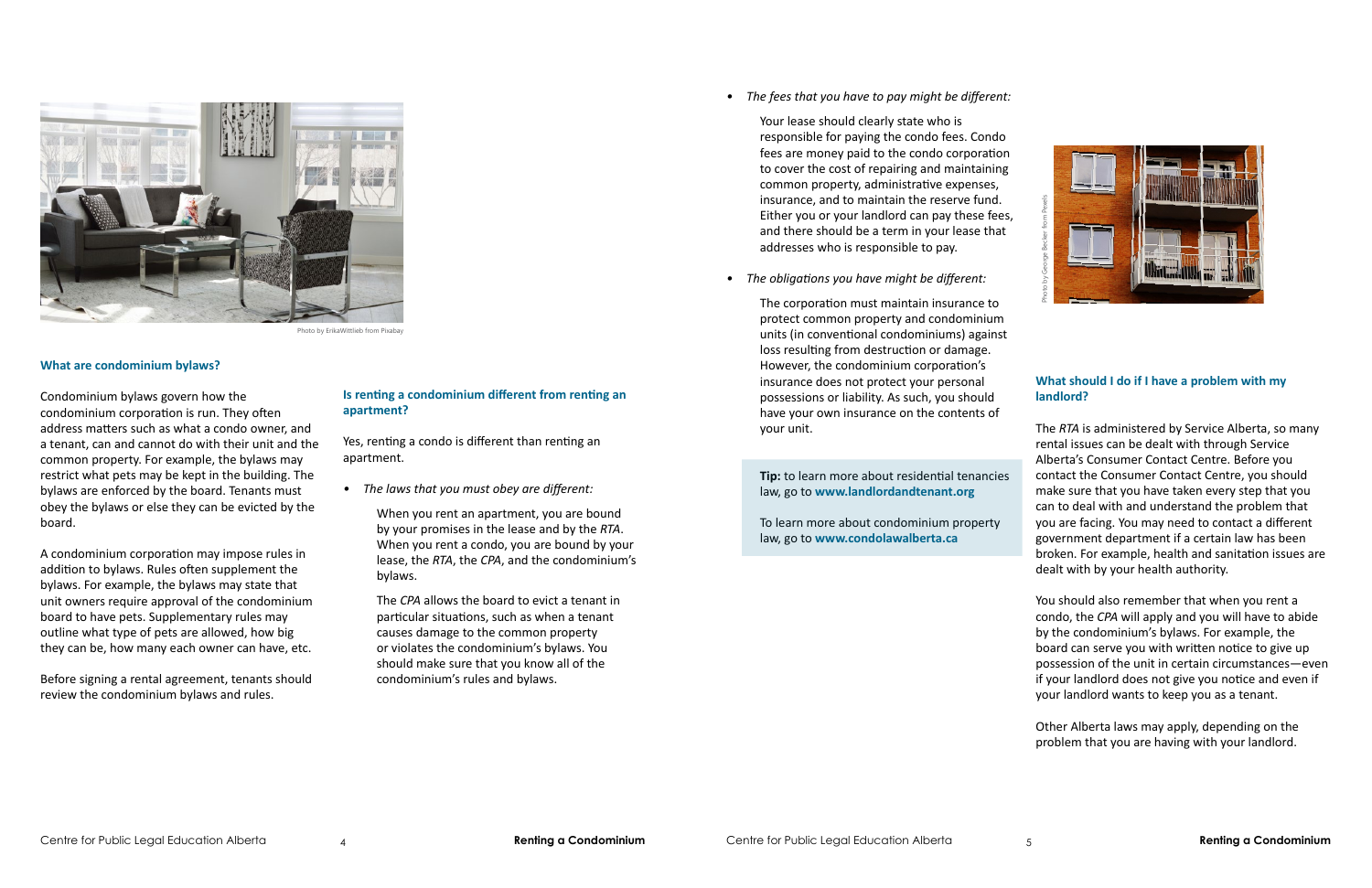Photo by ErikaWittlieb from Pixabay

### What are condominium bylaws?

Condominium bylaws govern how the condominium corporation is run. They often address matters such as what a condo owner, and a tenant, can and cannot do with their unit and the common property. For example, the bylaws may restrict what pets may be kept in the building. The bylaws are enforced by the board. Tenants must obey the bylaws or else they can be evicted by the board.

A condominium corporation may impose rules in addition to bylaws. Rules often supplement the bylaws. For example, the bylaws may state that unit owners require approval of the condominium board to have pets. Supplementary rules may outline what type of pets are allowed, how big they can be, how many each owner can have, etc.

Before signing a rental agreement, tenants should review the condominium bylaws and rules.

### Is renting a condominium different from renting an apartment?

Yes, renting a condo is different than renting an apartment.

- *The laws that you must obey are different:*

  When you rent an apartment, you are bound by your promises in the lease and by the *RTA*. When you rent a condo, you are bound by your lease, the *RTA*, the *CPA*, and the condominium's bylaws.

  The *CPA* allows the board to evict a tenant in particular situations, such as when a tenant causes damage to the common property or violates the condominium's bylaws. You should make sure that you know all of the condominium's rules and bylaws.

- *The fees that you have to pay might be different:*

  Your lease should clearly state who is responsible for paying the condo fees. Condo fees are money paid to the condo corporation to cover the cost of repairing and maintaining common property, administrative expenses, insurance, and to maintain the reserve fund. Either you or your landlord can pay these fees, and there should be a term in your lease that addresses who is responsible to pay.

- *The obligations you have might be different:*

  The corporation must maintain insurance to protect common property and condominium units (in conventional condominiums) against loss resulting from destruction or damage. However, the condominium corporation's insurance does not protect your personal possessions or liability. As such, you should have your own insurance on the contents of your unit.

**Tip:** to learn more about residential tenancies law, go to **www.landlordandtenant.org**

To learn more about condominium property law, go to **www.condolawalberta.ca**

Photo by George Becker from Pexels

### What should I do if I have a problem with my landlord?

The *RTA* is administered by Service Alberta, so many rental issues can be dealt with through Service Alberta's Consumer Contact Centre. Before you contact the Consumer Contact Centre, you should make sure that you have taken every step that you can to deal with and understand the problem that you are facing. You may need to contact a different government department if a certain law has been broken. For example, health and sanitation issues are dealt with by your health authority.

You should also remember that when you rent a condo, the *CPA* will apply and you will have to abide by the condominium's bylaws. For example, the board can serve you with written notice to give up possession of the unit in certain circumstances—even if your landlord does not give you notice and even if your landlord wants to keep you as a tenant.

Other Alberta laws may apply, depending on the problem that you are having with your landlord.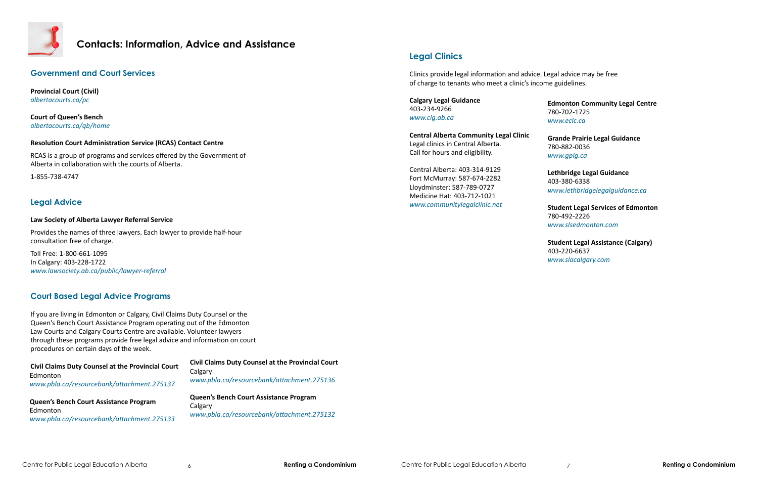# Contacts: Information, Advice and Assistance

## Government and Court Services

**Provincial Court (Civil)**
*albertacourts.ca/pc*

**Court of Queen's Bench**
*albertacourts.ca/qb/home*

**Resolution Court Administration Service (RCAS) Contact Centre**

RCAS is a group of programs and services offered by the Government of Alberta in collaboration with the courts of Alberta.

1-855-738-4747

## Legal Advice

**Law Society of Alberta Lawyer Referral Service**

Provides the names of three lawyers. Each lawyer to provide half-hour consultation free of charge.

Toll Free: 1-800-661-1095
In Calgary: 403-228-1722
*www.lawsociety.ab.ca/public/lawyer-referral*

## Court Based Legal Advice Programs

If you are living in Edmonton or Calgary, Civil Claims Duty Counsel or the Queen's Bench Court Assistance Program operating out of the Edmonton Law Courts and Calgary Courts Centre are available. Volunteer lawyers through these programs provide free legal advice and information on court procedures on certain days of the week.

**Civil Claims Duty Counsel at the Provincial Court**
Edmonton
*www.pbla.ca/resourcebank/attachment.275137*

**Queen's Bench Court Assistance Program**
Edmonton
*www.pbla.ca/resourcebank/attachment.275133*

**Civil Claims Duty Counsel at the Provincial Court**
Calgary
*www.pbla.ca/resourcebank/attachment.275136*

**Queen's Bench Court Assistance Program**
Calgary
*www.pbla.ca/resourcebank/attachment.275132*

## Legal Clinics

Clinics provide legal information and advice. Legal advice may be free of charge to tenants who meet a clinic's income guidelines.

**Calgary Legal Guidance**
403-234-9266
*www.clg.ab.ca*

**Central Alberta Community Legal Clinic**
Legal clinics in Central Alberta.
Call for hours and eligibility.

Central Alberta: 403-314-9129
Fort McMurray: 587-674-2282
Lloydminster: 587-789-0727
Medicine Hat: 403-712-1021
*www.communitylegalclinic.net*

**Edmonton Community Legal Centre**
780-702-1725
*www.eclc.ca*

**Grande Prairie Legal Guidance**
780-882-0036
*www.gplg.ca*

**Lethbridge Legal Guidance**
403-380-6338
*www.lethbridgelegalguidance.ca*

**Student Legal Services of Edmonton**
780-492-2226
*www.slsedmonton.com*

**Student Legal Assistance (Calgary)**
403-220-6637
*www.slacalgary.com*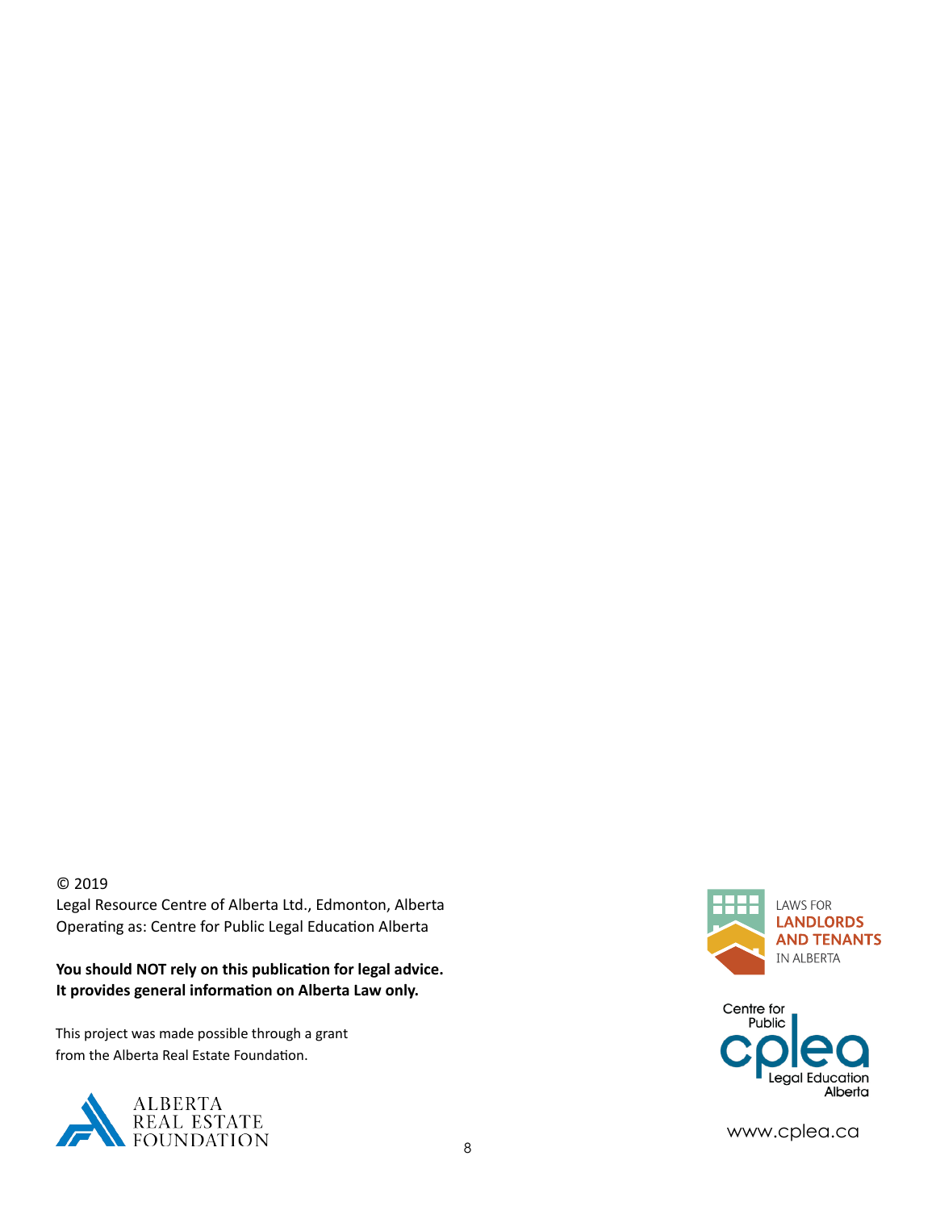© 2019
Legal Resource Centre of Alberta Ltd., Edmonton, Alberta
Operating as: Centre for Public Legal Education Alberta

**You should NOT rely on this publication for legal advice.**
**It provides general information on Alberta Law only.**

This project was made possible through a grant
from the Alberta Real Estate Foundation.

ALBERTA
REAL ESTATE
FOUNDATION

LAWS FOR
LANDLORDS
AND TENANTS
IN ALBERTA

Centre for
Public
cplea
Legal Education
Alberta

www.cplea.ca